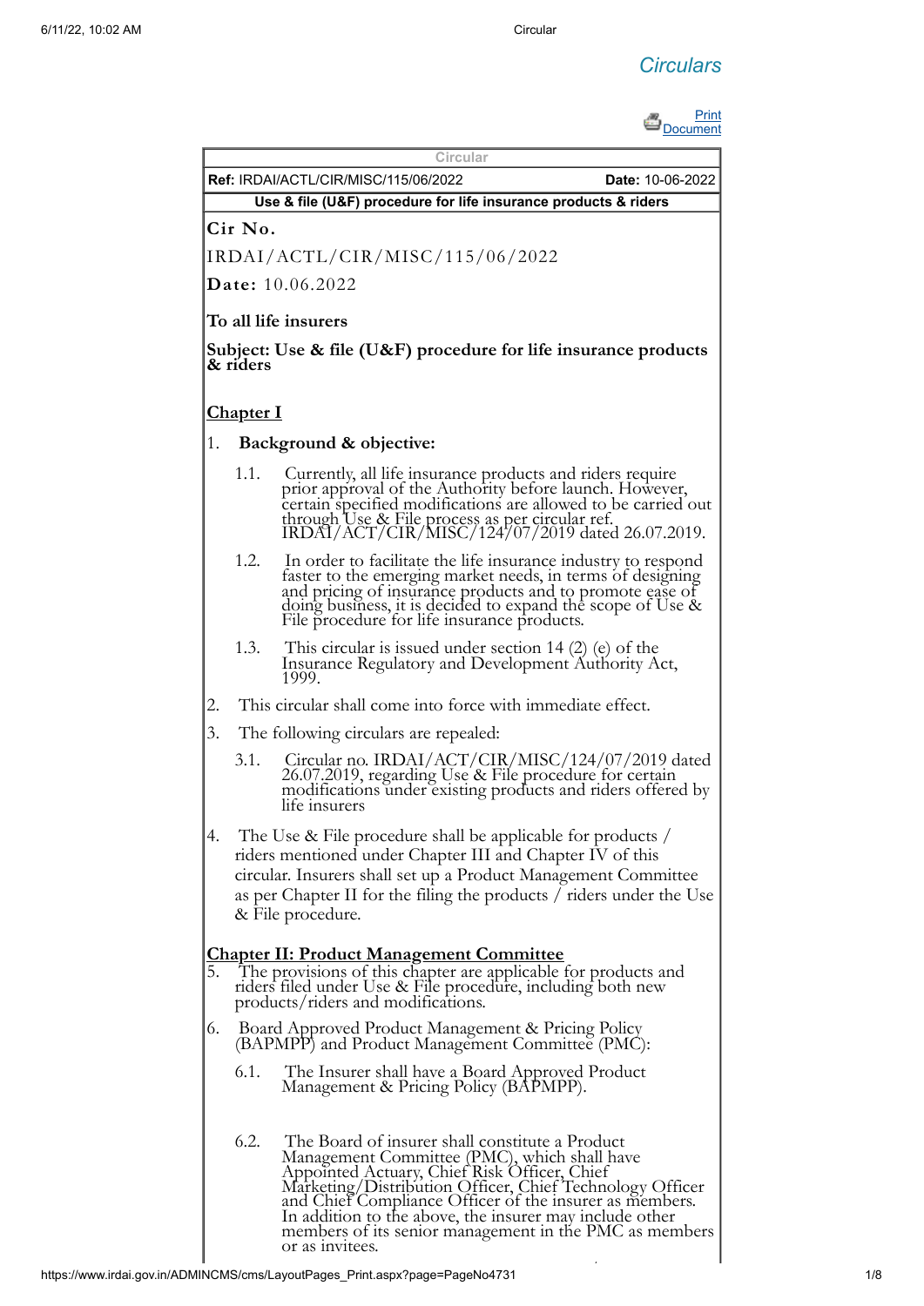# Circulars

| Circular | |
|---|---|
| **Ref:** IRDAI/ACTL/CIR/MISC/115/06/2022 | **Date:** 10-06-2022 |
| **Use & file (U&F) procedure for life insurance products & riders** | |

**Cir No.**

IRDAI/ACTL/CIR/MISC/115/06/2022

**Date:** 10.06.2022

**To all life insurers**

**Subject: Use & file (U&F) procedure for life insurance products & riders**

## Chapter I

1. **Background & objective:**

   1.1. Currently, all life insurance products and riders require prior approval of the Authority before launch. However, certain specified modifications are allowed to be carried out through Use & File process as per circular ref. IRDAI/ACT/CIR/MISC/124/07/2019 dated 26.07.2019.

   1.2. In order to facilitate the life insurance industry to respond faster to the emerging market needs, in terms of designing and pricing of insurance products and to promote ease of doing business, it is decided to expand the scope of Use & File procedure for life insurance products.

   1.3. This circular is issued under section 14 (2) (e) of the Insurance Regulatory and Development Authority Act, 1999.

2. This circular shall come into force with immediate effect.

3. The following circulars are repealed:

   3.1. Circular no. IRDAI/ACT/CIR/MISC/124/07/2019 dated 26.07.2019, regarding Use & File procedure for certain modifications under existing products and riders offered by life insurers

4. The Use & File procedure shall be applicable for products / riders mentioned under Chapter III and Chapter IV of this circular. Insurers shall set up a Product Management Committee as per Chapter II for the filing the products / riders under the Use & File procedure.

## Chapter II: Product Management Committee

5. The provisions of this chapter are applicable for products and riders filed under Use & File procedure, including both new products/riders and modifications.

6. Board Approved Product Management & Pricing Policy (BAPMPP) and Product Management Committee (PMC):

   6.1. The Insurer shall have a Board Approved Product Management & Pricing Policy (BAPMPP).

   6.2. The Board of insurer shall constitute a Product Management Committee (PMC), which shall have Appointed Actuary, Chief Risk Officer, Chief Marketing/Distribution Officer, Chief Technology Officer and Chief Compliance Officer of the insurer as members. In addition to the above, the insurer may include other members of its senior management in the PMC as members or as invitees.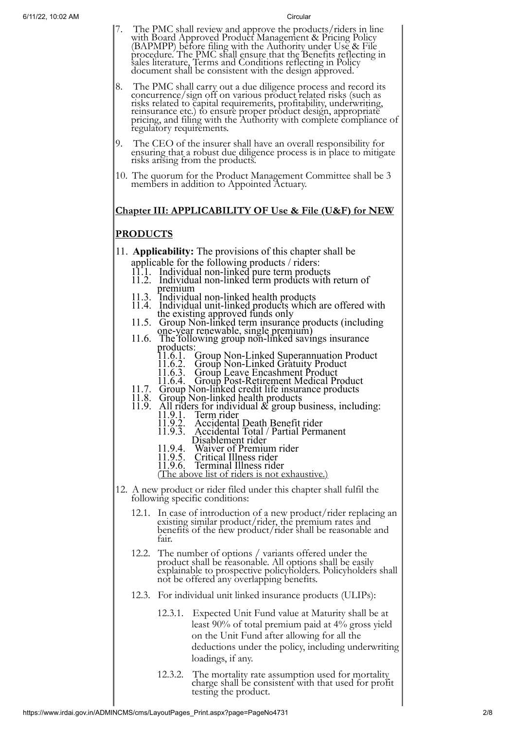7. The PMC shall review and approve the products/riders in line with Board Approved Product Management & Pricing Policy (BAPMPP) before filing with the Authority under Use & File procedure. The PMC shall ensure that the Benefits reflecting in sales literature, Terms and Conditions reflecting in Policy document shall be consistent with the design approved.

8. The PMC shall carry out a due diligence process and record its concurrence/sign off on various product related risks (such as risks related to capital requirements, profitability, underwriting, reinsurance etc.) to ensure proper product design, appropriate pricing, and filing with the Authority with complete compliance of regulatory requirements.

9. The CEO of the insurer shall have an overall responsibility for ensuring that a robust due diligence process is in place to mitigate risks arising from the products.

10. The quorum for the Product Management Committee shall be 3 members in addition to Appointed Actuary.

## Chapter III: APPLICABILITY OF Use & File (U&F) for NEW PRODUCTS

11. **Applicability:** The provisions of this chapter shall be applicable for the following products / riders:
    - 11.1. Individual non-linked pure term products
    - 11.2. Individual non-linked term products with return of premium
    - 11.3. Individual non-linked health products
    - 11.4. Individual unit-linked products which are offered with the existing approved funds only
    - 11.5. Group Non-linked term insurance products (including one-year renewable, single premium)
    - 11.6. The following group non-linked savings insurance products:
        - 11.6.1. Group Non-Linked Superannuation Product
        - 11.6.2. Group Non-Linked Gratuity Product
        - 11.6.3. Group Leave Encashment Product
        - 11.6.4. Group Post-Retirement Medical Product
    - 11.7. Group Non-linked credit life insurance products
    - 11.8. Group Non-linked health products
    - 11.9. All riders for individual & group business, including:
        - 11.9.1. Term rider
        - 11.9.2. Accidental Death Benefit rider
        - 11.9.3. Accidental Total / Partial Permanent Disablement rider
        - 11.9.4. Waiver of Premium rider
        - 11.9.5. Critical Illness rider
        - 11.9.6. Terminal Illness rider

      (The above list of riders is not exhaustive.)

12. A new product or rider filed under this chapter shall fulfil the following specific conditions:
    - 12.1. In case of introduction of a new product/rider replacing an existing similar product/rider, the premium rates and benefits of the new product/rider shall be reasonable and fair.
    - 12.2. The number of options / variants offered under the product shall be reasonable. All options shall be easily explainable to prospective policyholders. Policyholders shall not be offered any overlapping benefits.
    - 12.3. For individual unit linked insurance products (ULIPs):
        - 12.3.1. Expected Unit Fund value at Maturity shall be at least 90% of total premium paid at 4% gross yield on the Unit Fund after allowing for all the deductions under the policy, including underwriting loadings, if any.
        - 12.3.2. The mortality rate assumption used for mortality charge shall be consistent with that used for profit testing the product.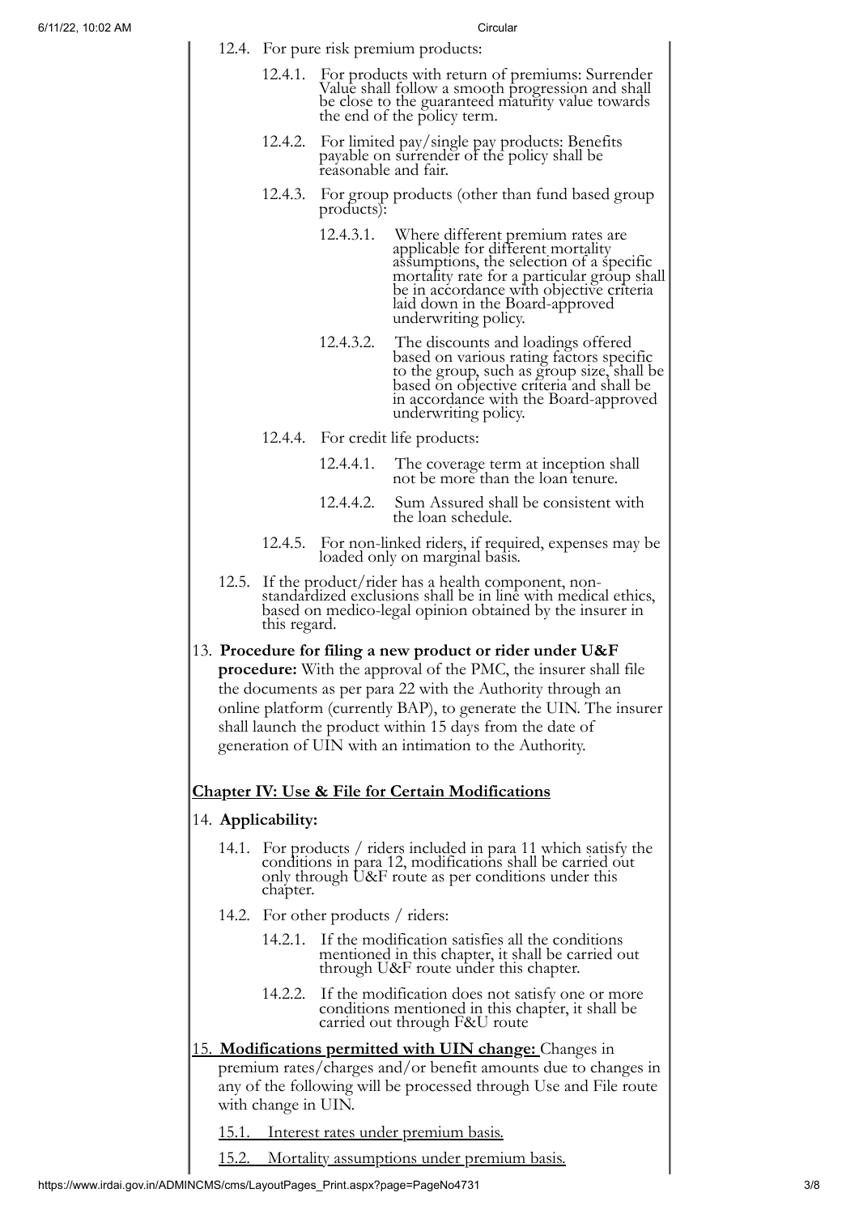12.4. For pure risk premium products:

12.4.1. For products with return of premiums: Surrender Value shall follow a smooth progression and shall be close to the guaranteed maturity value towards the end of the policy term.

12.4.2. For limited pay/single pay products: Benefits payable on surrender of the policy shall be reasonable and fair.

12.4.3. For group products (other than fund based group products):

12.4.3.1. Where different premium rates are applicable for different mortality assumptions, the selection of a specific mortality rate for a particular group shall be in accordance with objective criteria laid down in the Board-approved underwriting policy.

12.4.3.2. The discounts and loadings offered based on various rating factors specific to the group, such as group size, shall be based on objective criteria and shall be in accordance with the Board-approved underwriting policy.

12.4.4. For credit life products:

12.4.4.1. The coverage term at inception shall not be more than the loan tenure.

12.4.4.2. Sum Assured shall be consistent with the loan schedule.

12.4.5. For non-linked riders, if required, expenses may be loaded only on marginal basis.

12.5. If the product/rider has a health component, non-standardized exclusions shall be in line with medical ethics, based on medico-legal opinion obtained by the insurer in this regard.

13. **Procedure for filing a new product or rider under U&F procedure:** With the approval of the PMC, the insurer shall file the documents as per para 22 with the Authority through an online platform (currently BAP), to generate the UIN. The insurer shall launch the product within 15 days from the date of generation of UIN with an intimation to the Authority.

## Chapter IV: Use & File for Certain Modifications

14. **Applicability:**

14.1. For products / riders included in para 11 which satisfy the conditions in para 12, modifications shall be carried out only through U&F route as per conditions under this chapter.

14.2. For other products / riders:

14.2.1. If the modification satisfies all the conditions mentioned in this chapter, it shall be carried out through U&F route under this chapter.

14.2.2. If the modification does not satisfy one or more conditions mentioned in this chapter, it shall be carried out through F&U route

15. **Modifications permitted with UIN change:** Changes in premium rates/charges and/or benefit amounts due to changes in any of the following will be processed through Use and File route with change in UIN.

15.1. Interest rates under premium basis.

15.2. Mortality assumptions under premium basis.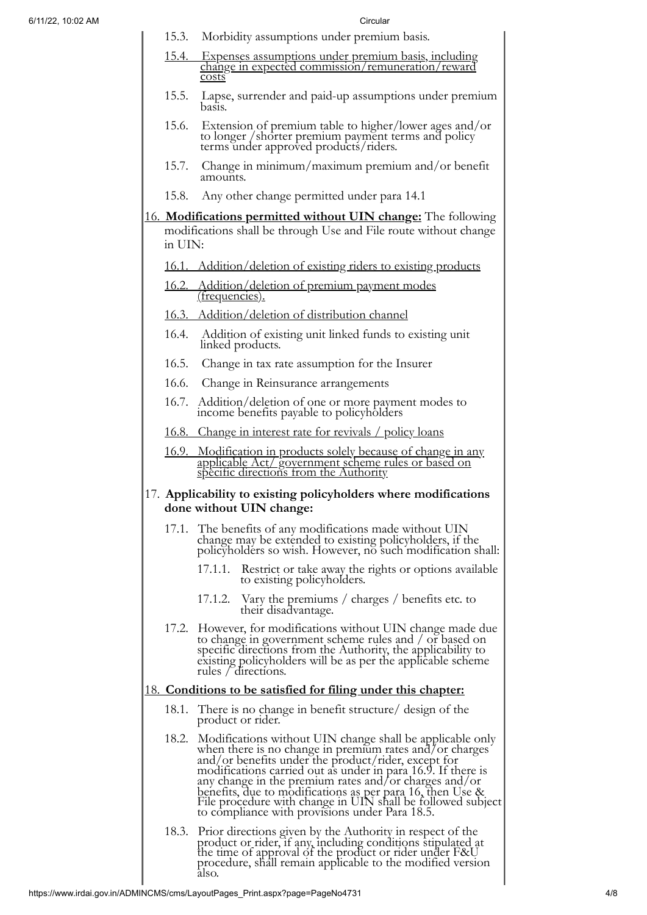15.3. Morbidity assumptions under premium basis.

15.4. Expenses assumptions under premium basis, including change in expected commission/remuneration/reward costs

15.5. Lapse, surrender and paid-up assumptions under premium basis.

15.6. Extension of premium table to higher/lower ages and/or to longer /shorter premium payment terms and policy terms under approved products/riders.

15.7. Change in minimum/maximum premium and/or benefit amounts.

15.8. Any other change permitted under para 14.1

16. **Modifications permitted without UIN change:** The following modifications shall be through Use and File route without change in UIN:

16.1. Addition/deletion of existing riders to existing products

16.2. Addition/deletion of premium payment modes (frequencies).

16.3. Addition/deletion of distribution channel

16.4. Addition of existing unit linked funds to existing unit linked products.

16.5. Change in tax rate assumption for the Insurer

16.6. Change in Reinsurance arrangements

16.7. Addition/deletion of one or more payment modes to income benefits payable to policyholders

16.8. Change in interest rate for revivals / policy loans

16.9. Modification in products solely because of change in any applicable Act/ government scheme rules or based on specific directions from the Authority

17. **Applicability to existing policyholders where modifications done without UIN change:**

17.1. The benefits of any modifications made without UIN change may be extended to existing policyholders, if the policyholders so wish. However, no such modification shall:

17.1.1. Restrict or take away the rights or options available to existing policyholders.

17.1.2. Vary the premiums / charges / benefits etc. to their disadvantage.

17.2. However, for modifications without UIN change made due to change in government scheme rules and / or based on specific directions from the Authority, the applicability to existing policyholders will be as per the applicable scheme rules / directions.

18. **Conditions to be satisfied for filing under this chapter:**

18.1. There is no change in benefit structure/ design of the product or rider.

18.2. Modifications without UIN change shall be applicable only when there is no change in premium rates and/or charges and/or benefits under the product/rider, except for modifications carried out as under in para 16.9. If there is any change in the premium rates and/or charges and/or benefits, due to modifications as per para 16, then Use & File procedure with change in UIN shall be followed subject to compliance with provisions under Para 18.5.

18.3. Prior directions given by the Authority in respect of the product or rider, if any, including conditions stipulated at the time of approval of the product or rider under F&U procedure, shall remain applicable to the modified version also.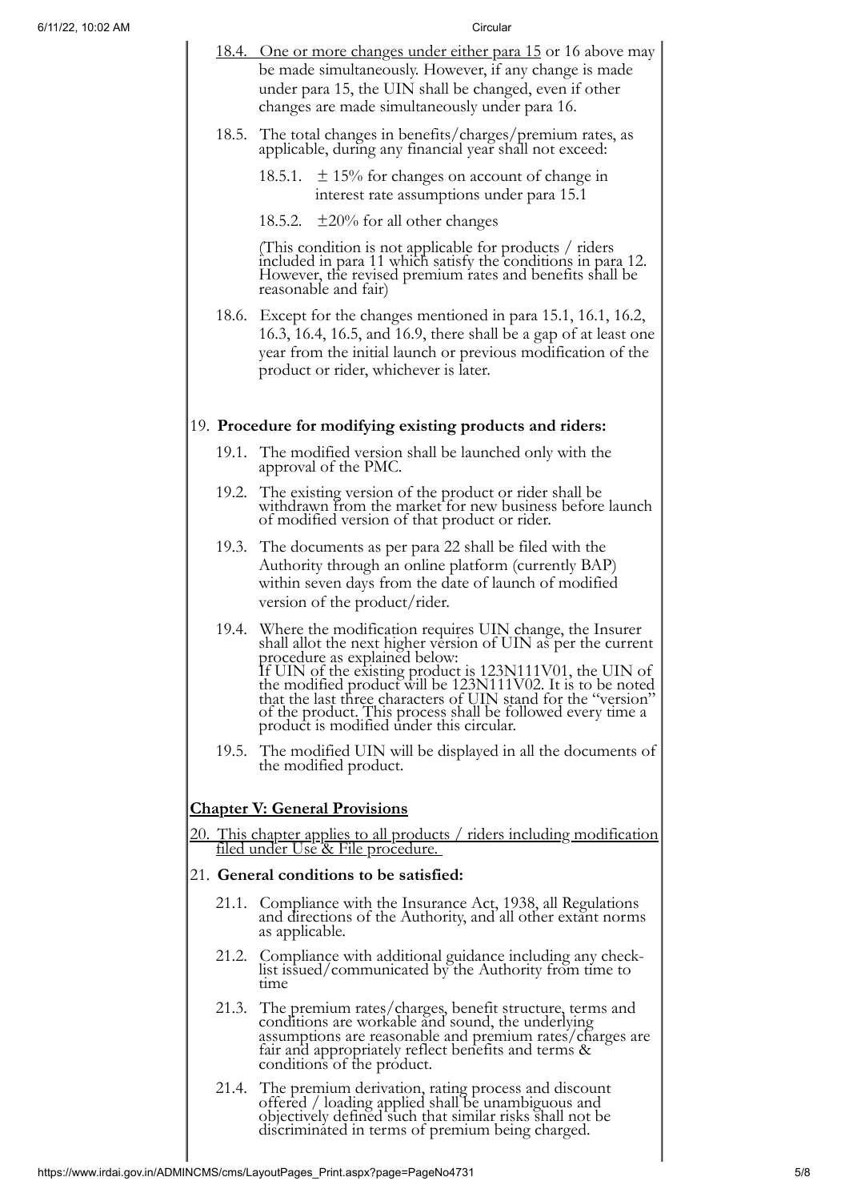18.4. One or more changes under either para 15 or 16 above may be made simultaneously. However, if any change is made under para 15, the UIN shall be changed, even if other changes are made simultaneously under para 16.

18.5. The total changes in benefits/charges/premium rates, as applicable, during any financial year shall not exceed:

18.5.1. ± 15% for changes on account of change in interest rate assumptions under para 15.1

18.5.2. ±20% for all other changes

(This condition is not applicable for products / riders included in para 11 which satisfy the conditions in para 12. However, the revised premium rates and benefits shall be reasonable and fair)

18.6. Except for the changes mentioned in para 15.1, 16.1, 16.2, 16.3, 16.4, 16.5, and 16.9, there shall be a gap of at least one year from the initial launch or previous modification of the product or rider, whichever is later.

19. **Procedure for modifying existing products and riders:**

19.1. The modified version shall be launched only with the approval of the PMC.

19.2. The existing version of the product or rider shall be withdrawn from the market for new business before launch of modified version of that product or rider.

19.3. The documents as per para 22 shall be filed with the Authority through an online platform (currently BAP) within seven days from the date of launch of modified version of the product/rider.

19.4. Where the modification requires UIN change, the Insurer shall allot the next higher version of UIN as per the current procedure as explained below:
If UIN of the existing product is 123N111V01, the UIN of the modified product will be 123N111V02. It is to be noted that the last three characters of UIN stand for the "version" of the product. This process shall be followed every time a product is modified under this circular.

19.5. The modified UIN will be displayed in all the documents of the modified product.

## Chapter V: General Provisions

20. This chapter applies to all products / riders including modification filed under Use & File procedure.

21. **General conditions to be satisfied:**

21.1. Compliance with the Insurance Act, 1938, all Regulations and directions of the Authority, and all other extant norms as applicable.

21.2. Compliance with additional guidance including any check-list issued/communicated by the Authority from time to time

21.3. The premium rates/charges, benefit structure, terms and conditions are workable and sound, the underlying assumptions are reasonable and premium rates/charges are fair and appropriately reflect benefits and terms & conditions of the product.

21.4. The premium derivation, rating process and discount offered / loading applied shall be unambiguous and objectively defined such that similar risks shall not be discriminated in terms of premium being charged.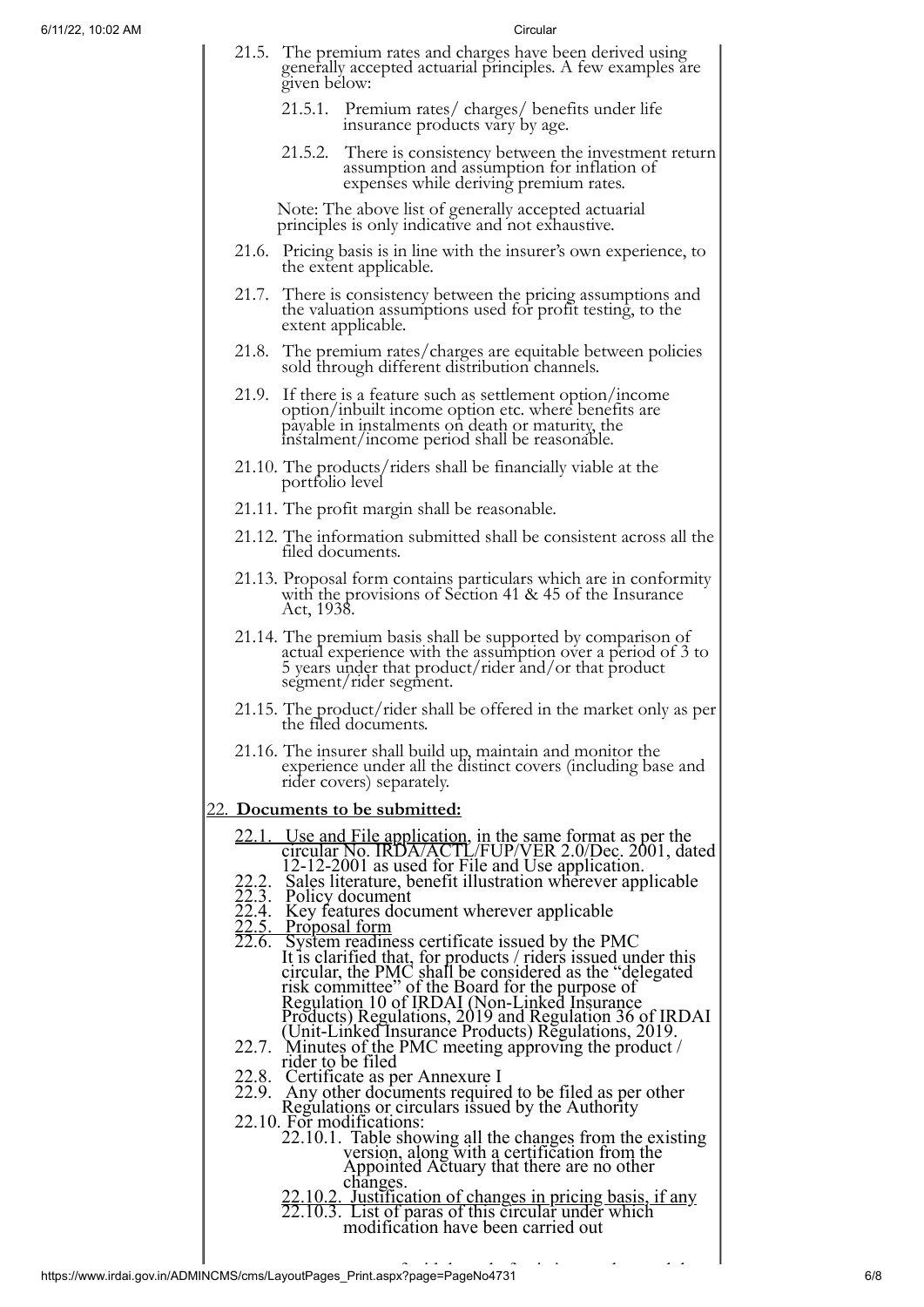21.5. The premium rates and charges have been derived using generally accepted actuarial principles. A few examples are given below:

21.5.1. Premium rates/ charges/ benefits under life insurance products vary by age.

21.5.2. There is consistency between the investment return assumption and assumption for inflation of expenses while deriving premium rates.

Note: The above list of generally accepted actuarial principles is only indicative and not exhaustive.

21.6. Pricing basis is in line with the insurer's own experience, to the extent applicable.

21.7. There is consistency between the pricing assumptions and the valuation assumptions used for profit testing, to the extent applicable.

21.8. The premium rates/charges are equitable between policies sold through different distribution channels.

21.9. If there is a feature such as settlement option/income option/inbuilt income option etc. where benefits are payable in instalments on death or maturity, the instalment/income period shall be reasonable.

21.10. The products/riders shall be financially viable at the portfolio level

21.11. The profit margin shall be reasonable.

21.12. The information submitted shall be consistent across all the filed documents.

21.13. Proposal form contains particulars which are in conformity with the provisions of Section 41 & 45 of the Insurance Act, 1938.

21.14. The premium basis shall be supported by comparison of actual experience with the assumption over a period of 3 to 5 years under that product/rider and/or that product segment/rider segment.

21.15. The product/rider shall be offered in the market only as per the filed documents.

21.16. The insurer shall build up, maintain and monitor the experience under all the distinct covers (including base and rider covers) separately.

22. **Documents to be submitted:**

22.1. Use and File application, in the same format as per the circular No. IRDA/ACTL/FUP/VER 2.0/Dec. 2001, dated 12-12-2001 as used for File and Use application.
22.2. Sales literature, benefit illustration wherever applicable
22.3. Policy document
22.4. Key features document wherever applicable
22.5. Proposal form
22.6. System readiness certificate issued by the PMC
It is clarified that, for products / riders issued under this circular, the PMC shall be considered as the "delegated risk committee" of the Board for the purpose of Regulation 10 of IRDAI (Non-Linked Insurance Products) Regulations, 2019 and Regulation 36 of IRDAI (Unit-Linked Insurance Products) Regulations, 2019.
22.7. Minutes of the PMC meeting approving the product / rider to be filed
22.8. Certificate as per Annexure I
22.9. Any other documents required to be filed as per other Regulations or circulars issued by the Authority
22.10. For modifications:
22.10.1. Table showing all the changes from the existing version, along with a certification from the Appointed Actuary that there are no other changes.
22.10.2. Justification of changes in pricing basis, if any
22.10.3. List of paras of this circular under which modification have been carried out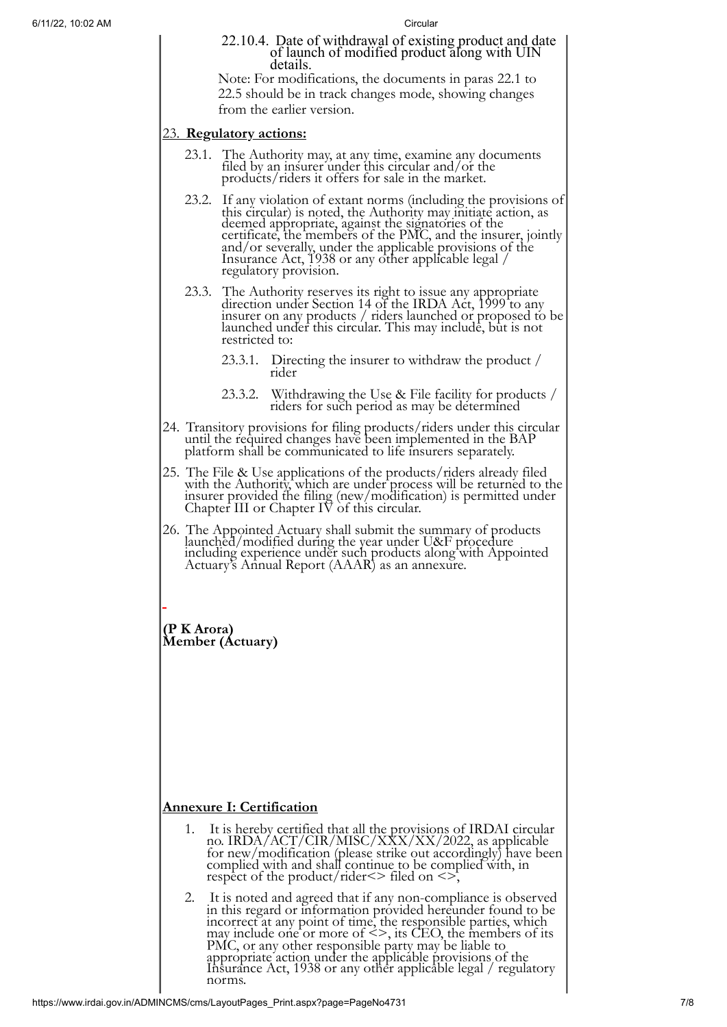22.10.4. Date of withdrawal of existing product and date of launch of modified product along with UIN details.

Note: For modifications, the documents in paras 22.1 to 22.5 should be in track changes mode, showing changes from the earlier version.

## 23. **Regulatory actions:**

23.1. The Authority may, at any time, examine any documents filed by an insurer under this circular and/or the products/riders it offers for sale in the market.

23.2. If any violation of extant norms (including the provisions of this circular) is noted, the Authority may initiate action, as deemed appropriate, against the signatories of the certificate, the members of the PMC, and the insurer, jointly and/or severally, under the applicable provisions of the Insurance Act, 1938 or any other applicable legal / regulatory provision.

23.3. The Authority reserves its right to issue any appropriate direction under Section 14 of the IRDA Act, 1999 to any insurer on any products / riders launched or proposed to be launched under this circular. This may include, but is not restricted to:

23.3.1. Directing the insurer to withdraw the product / rider

23.3.2. Withdrawing the Use & File facility for products / riders for such period as may be determined

24. Transitory provisions for filing products/riders under this circular until the required changes have been implemented in the BAP platform shall be communicated to life insurers separately.

25. The File & Use applications of the products/riders already filed with the Authority, which are under process will be returned to the insurer provided the filing (new/modification) is permitted under Chapter III or Chapter IV of this circular.

26. The Appointed Actuary shall submit the summary of products launched/modified during the year under U&F procedure including experience under such products along with Appointed Actuary's Annual Report (AAAR) as an annexure.

**(P K Arora)**
**Member (Actuary)**

## **Annexure I: Certification**

1. It is hereby certified that all the provisions of IRDAI circular no. IRDA/ACT/CIR/MISC/XXX/XX/2022, as applicable for new/modification (please strike out accordingly) have been complied with and shall continue to be complied with, in respect of the product/rider<> filed on <>,

2. It is noted and agreed that if any non-compliance is observed in this regard or information provided hereunder found to be incorrect at any point of time, the responsible parties, which may include one or more of <>, its CEO, the members of its PMC, or any other responsible party may be liable to appropriate action under the applicable provisions of the Insurance Act, 1938 or any other applicable legal / regulatory norms.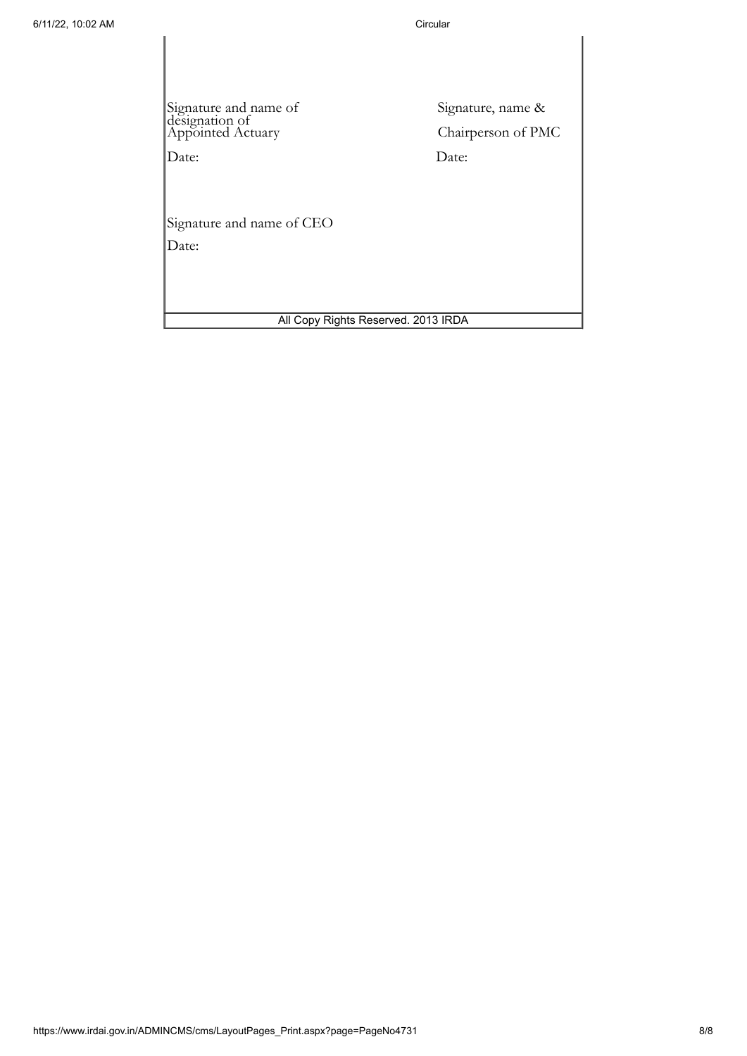Signature and name of designation of Appointed Actuary

Date:

Signature, name & Chairperson of PMC

Date:

Signature and name of CEO

Date:

All Copy Rights Reserved. 2013 IRDA